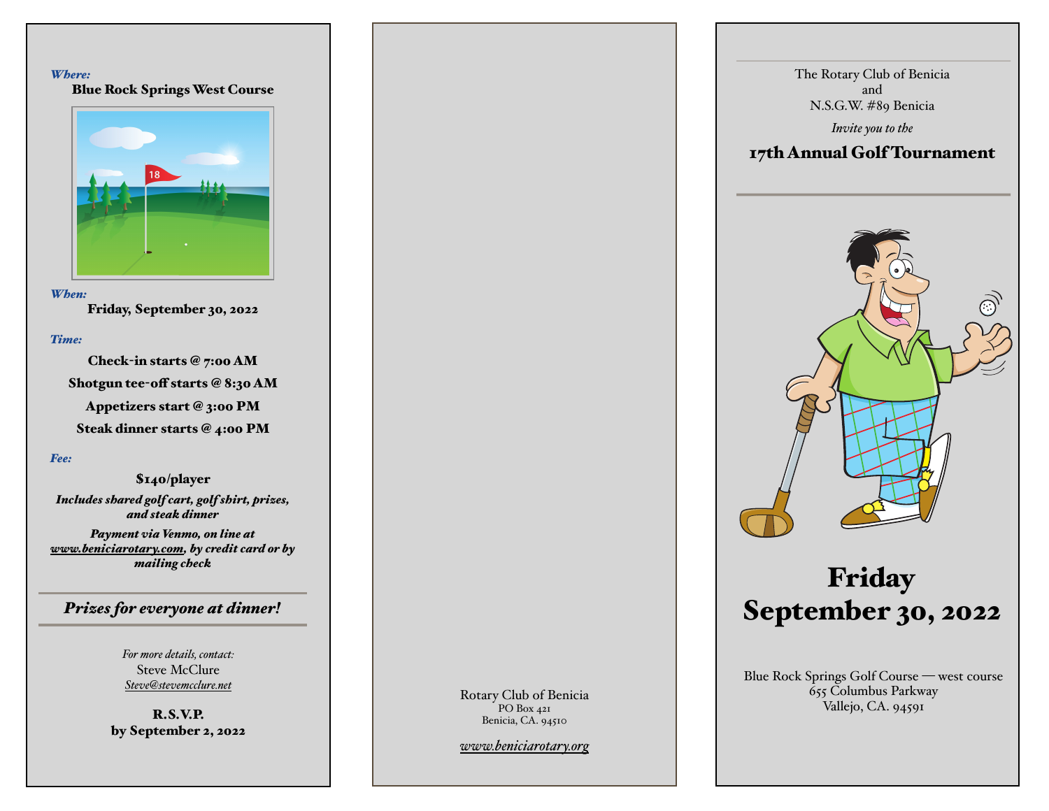*Where:*

**Blue Rock Springs West Course**

*When:*

**Friday, September 30, 2022**

*Time:*

**Check-in starts @ 7:00 AM**

**Shotgun tee-off starts @ 8:30 AM**

**Appetizers start @ 3:00 PM**

**Steak dinner starts @ 4:00 PM**

*Fee:*

**$140/player**

***Includes shared golf cart, golf shirt, prizes, and steak dinner***

***Payment via Venmo, on line at www.beniciarotary.com, by credit card or by mailing check***

---

***Prizes for everyone at dinner!***

---

*For more details, contact:*
Steve McClure
*Steve@stevemcclure.net*

**R.S.V.P.**
**by September 2, 2022**

Rotary Club of Benicia
PO Box 421
Benicia, CA. 94510

*www.beniciarotary.org*

---

The Rotary Club of Benicia
and
N.S.G.W. #89 Benicia

*Invite you to the*

## 17th Annual Golf Tournament

---

# Friday September 30, 2022

Blue Rock Springs Golf Course — west course
655 Columbus Parkway
Vallejo, CA. 94591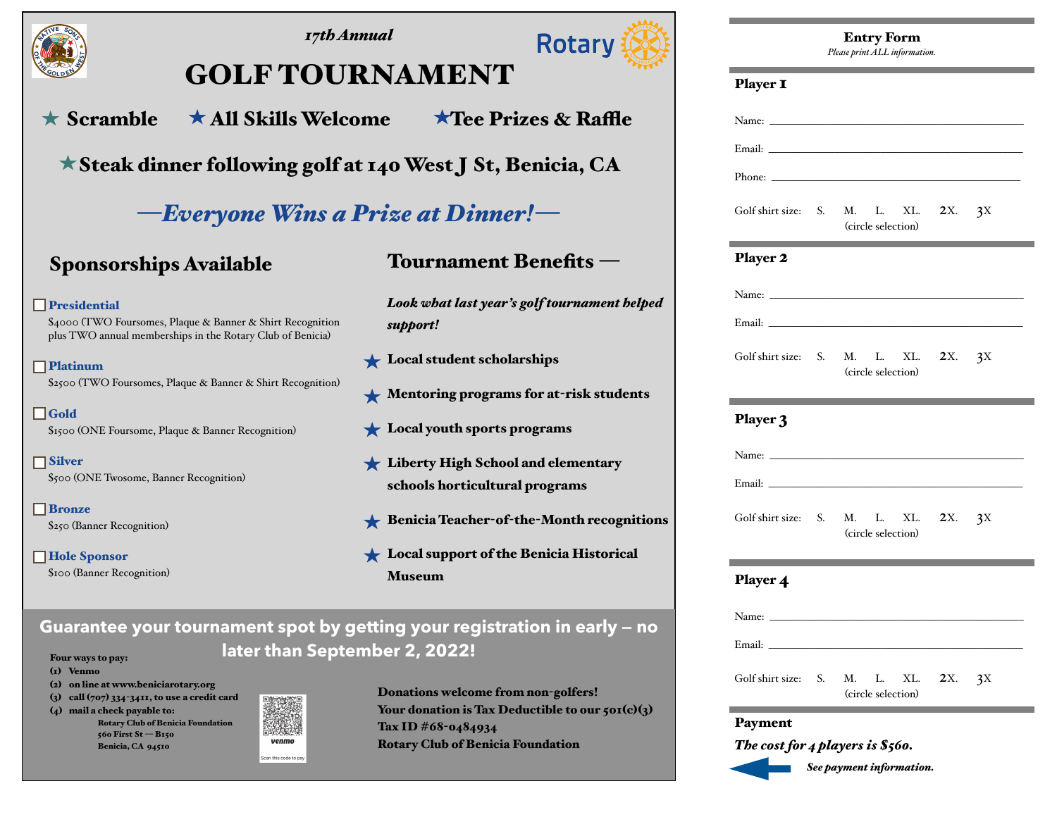*17th Annual*

# GOLF TOURNAMENT

★ Scramble ★ All Skills Welcome ★ Tee Prizes & Raffle

★ Steak dinner following golf at 140 West J St, Benicia, CA

***—Everyone Wins a Prize at Dinner!—***

## Sponsorships Available

☐ **Presidential**
$4000 (TWO Foursomes, Plaque & Banner & Shirt Recognition plus TWO annual memberships in the Rotary Club of Benicia)

☐ **Platinum**
$2500 (TWO Foursomes, Plaque & Banner & Shirt Recognition)

☐ **Gold**
$1500 (ONE Foursome, Plaque & Banner Recognition)

☐ **Silver**
$500 (ONE Twosome, Banner Recognition)

☐ **Bronze**
$250 (Banner Recognition)

☐ **Hole Sponsor**
$100 (Banner Recognition)

## Tournament Benefits —

***Look what last year's golf tournament helped support!***

★ **Local student scholarships**

★ **Mentoring programs for at-risk students**

★ **Local youth sports programs**

★ **Liberty High School and elementary schools horticultural programs**

★ **Benicia Teacher-of-the-Month recognitions**

★ **Local support of the Benicia Historical Museum**

**Guarantee your tournament spot by getting your registration in early — no later than September 2, 2022!**

**Four ways to pay:**
1. Venmo
2. on line at www.beniciarotary.org
3. call (707) 334-3411, to use a credit card
4. mail a check payable to:
   Rotary Club of Benicia Foundation
   560 First St — B150
   Benicia, CA 94510

venmo
Scan this code to pay

**Donations welcome from non-golfers!**
**Your donation is Tax Deductible to our 501(c)(3)**
**Tax ID #68-0484934**
**Rotary Club of Benicia Foundation**

## Entry Form

*Please print ALL information.*

### Player 1

Name: ____________________

Email: ____________________

Phone: ____________________

Golf shirt size: S. M. L. XL. 2X. 3X
(circle selection)

### Player 2

Name: ____________________

Email: ____________________

Golf shirt size: S. M. L. XL. 2X. 3X
(circle selection)

### Player 3

Name: ____________________

Email: ____________________

Golf shirt size: S. M. L. XL. 2X. 3X
(circle selection)

### Player 4

Name: ____________________

Email: ____________________

Golf shirt size: S. M. L. XL. 2X. 3X
(circle selection)

### Payment

***The cost for 4 players is $560.***

***See payment information.***